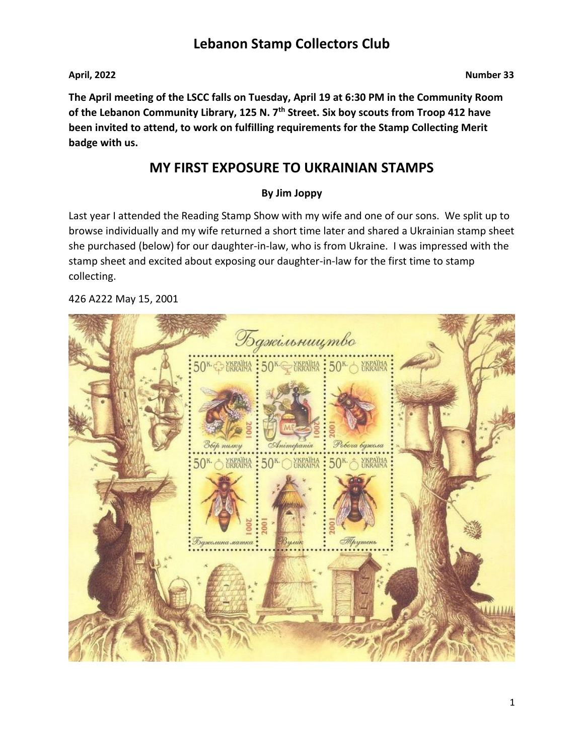# Lebanon Stamp Collectors Club

**April, 2022** **Number 33**

**The April meeting of the LSCC falls on Tuesday, April 19 at 6:30 PM in the Community Room of the Lebanon Community Library, 125 N. 7th Street. Six boy scouts from Troop 412 have been invited to attend, to work on fulfilling requirements for the Stamp Collecting Merit badge with us.**

## MY FIRST EXPOSURE TO UKRAINIAN STAMPS

**By Jim Joppy**

Last year I attended the Reading Stamp Show with my wife and one of our sons. We split up to browse individually and my wife returned a short time later and shared a Ukrainian stamp sheet she purchased (below) for our daughter-in-law, who is from Ukraine. I was impressed with the stamp sheet and excited about exposing our daughter-in-law for the first time to stamp collecting.

426 A222 May 15, 2001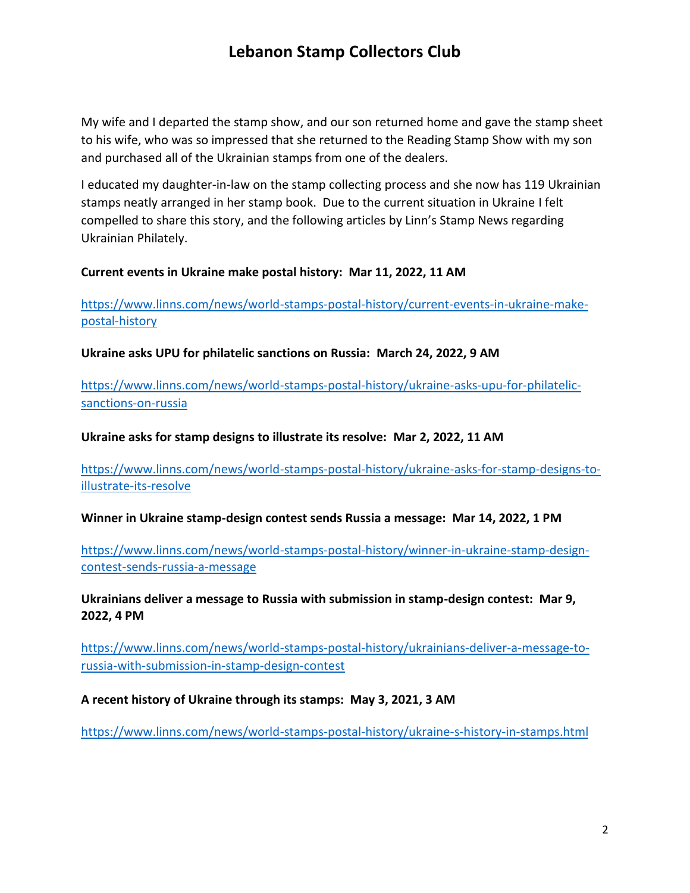My wife and I departed the stamp show, and our son returned home and gave the stamp sheet to his wife, who was so impressed that she returned to the Reading Stamp Show with my son and purchased all of the Ukrainian stamps from one of the dealers.

I educated my daughter-in-law on the stamp collecting process and she now has 119 Ukrainian stamps neatly arranged in her stamp book. Due to the current situation in Ukraine I felt compelled to share this story, and the following articles by Linn's Stamp News regarding Ukrainian Philately.

**Current events in Ukraine make postal history: Mar 11, 2022, 11 AM**

https://www.linns.com/news/world-stamps-postal-history/current-events-in-ukraine-make-postal-history

**Ukraine asks UPU for philatelic sanctions on Russia: March 24, 2022, 9 AM**

https://www.linns.com/news/world-stamps-postal-history/ukraine-asks-upu-for-philatelic-sanctions-on-russia

**Ukraine asks for stamp designs to illustrate its resolve: Mar 2, 2022, 11 AM**

https://www.linns.com/news/world-stamps-postal-history/ukraine-asks-for-stamp-designs-to-illustrate-its-resolve

**Winner in Ukraine stamp-design contest sends Russia a message: Mar 14, 2022, 1 PM**

https://www.linns.com/news/world-stamps-postal-history/winner-in-ukraine-stamp-design-contest-sends-russia-a-message

**Ukrainians deliver a message to Russia with submission in stamp-design contest: Mar 9, 2022, 4 PM**

https://www.linns.com/news/world-stamps-postal-history/ukrainians-deliver-a-message-to-russia-with-submission-in-stamp-design-contest

**A recent history of Ukraine through its stamps: May 3, 2021, 3 AM**

https://www.linns.com/news/world-stamps-postal-history/ukraine-s-history-in-stamps.html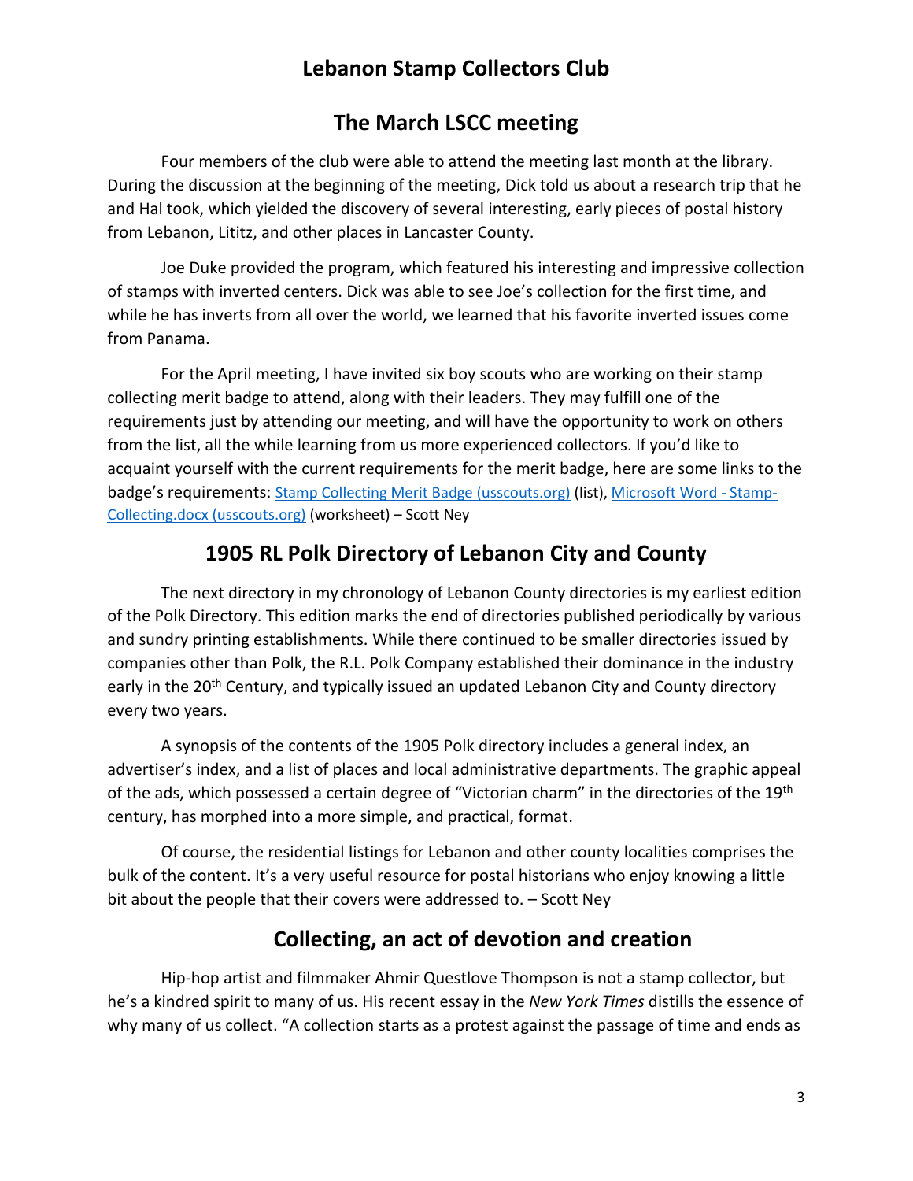# Lebanon Stamp Collectors Club

## The March LSCC meeting

Four members of the club were able to attend the meeting last month at the library. During the discussion at the beginning of the meeting, Dick told us about a research trip that he and Hal took, which yielded the discovery of several interesting, early pieces of postal history from Lebanon, Lititz, and other places in Lancaster County.

Joe Duke provided the program, which featured his interesting and impressive collection of stamps with inverted centers. Dick was able to see Joe's collection for the first time, and while he has inverts from all over the world, we learned that his favorite inverted issues come from Panama.

For the April meeting, I have invited six boy scouts who are working on their stamp collecting merit badge to attend, along with their leaders. They may fulfill one of the requirements just by attending our meeting, and will have the opportunity to work on others from the list, all the while learning from us more experienced collectors. If you'd like to acquaint yourself with the current requirements for the merit badge, here are some links to the badge's requirements: Stamp Collecting Merit Badge (usscouts.org) (list), Microsoft Word - Stamp-Collecting.docx (usscouts.org) (worksheet) – Scott Ney

## 1905 RL Polk Directory of Lebanon City and County

The next directory in my chronology of Lebanon County directories is my earliest edition of the Polk Directory. This edition marks the end of directories published periodically by various and sundry printing establishments. While there continued to be smaller directories issued by companies other than Polk, the R.L. Polk Company established their dominance in the industry early in the 20th Century, and typically issued an updated Lebanon City and County directory every two years.

A synopsis of the contents of the 1905 Polk directory includes a general index, an advertiser's index, and a list of places and local administrative departments. The graphic appeal of the ads, which possessed a certain degree of "Victorian charm" in the directories of the 19th century, has morphed into a more simple, and practical, format.

Of course, the residential listings for Lebanon and other county localities comprises the bulk of the content. It's a very useful resource for postal historians who enjoy knowing a little bit about the people that their covers were addressed to. – Scott Ney

## Collecting, an act of devotion and creation

Hip-hop artist and filmmaker Ahmir Questlove Thompson is not a stamp collector, but he's a kindred spirit to many of us. His recent essay in the *New York Times* distills the essence of why many of us collect. "A collection starts as a protest against the passage of time and ends as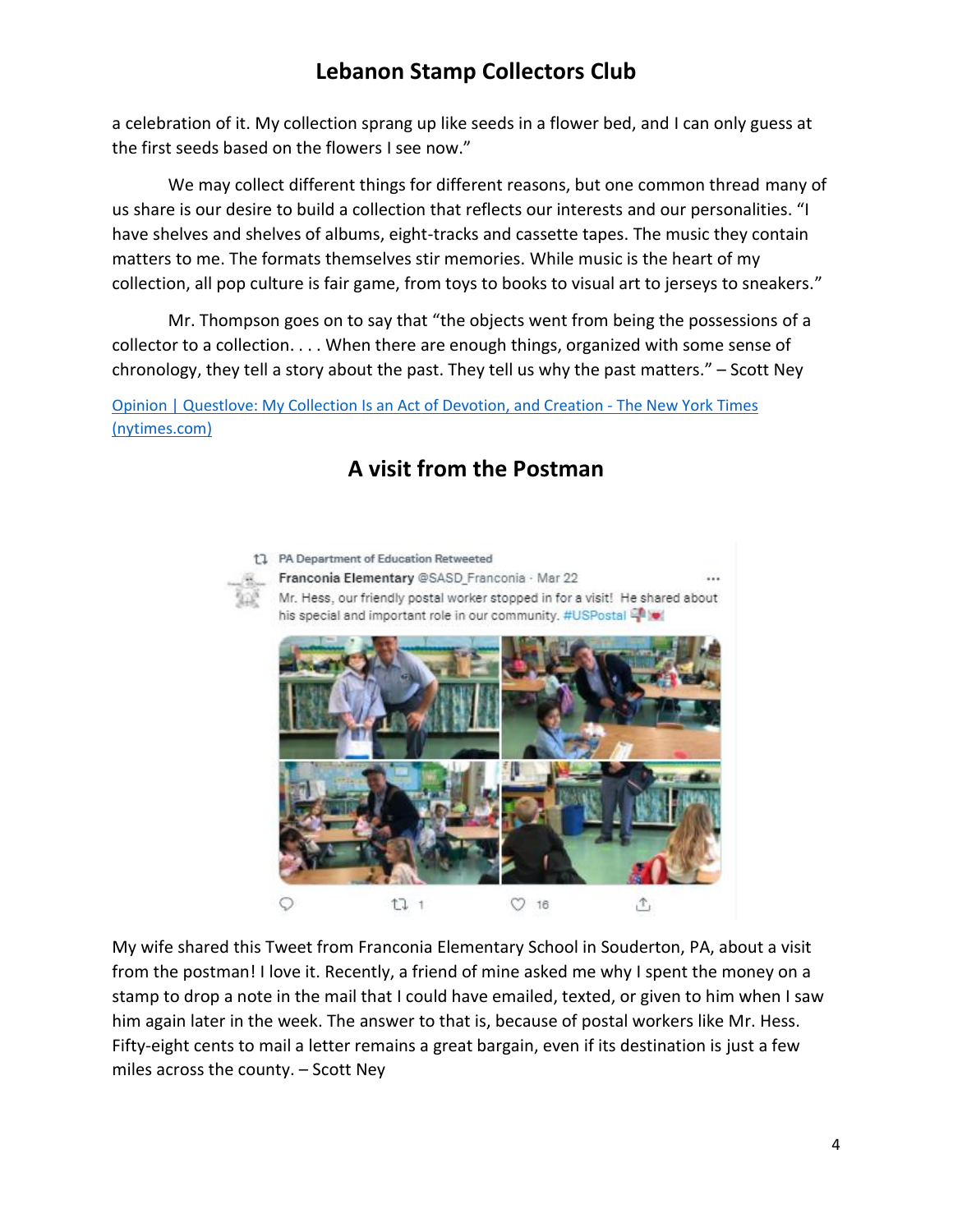a celebration of it. My collection sprang up like seeds in a flower bed, and I can only guess at the first seeds based on the flowers I see now."

We may collect different things for different reasons, but one common thread many of us share is our desire to build a collection that reflects our interests and our personalities. "I have shelves and shelves of albums, eight-tracks and cassette tapes. The music they contain matters to me. The formats themselves stir memories. While music is the heart of my collection, all pop culture is fair game, from toys to books to visual art to jerseys to sneakers."

Mr. Thompson goes on to say that "the objects went from being the possessions of a collector to a collection. . . . When there are enough things, organized with some sense of chronology, they tell a story about the past. They tell us why the past matters." – Scott Ney

[Opinion | Questlove: My Collection Is an Act of Devotion, and Creation - The New York Times (nytimes.com)]

## A visit from the Postman

PA Department of Education Retweeted

**Franconia Elementary** @SASD_Franconia · Mar 22

Mr. Hess, our friendly postal worker stopped in for a visit! He shared about his special and important role in our community. #USPostal

1 · 16

My wife shared this Tweet from Franconia Elementary School in Souderton, PA, about a visit from the postman! I love it. Recently, a friend of mine asked me why I spent the money on a stamp to drop a note in the mail that I could have emailed, texted, or given to him when I saw him again later in the week. The answer to that is, because of postal workers like Mr. Hess. Fifty-eight cents to mail a letter remains a great bargain, even if its destination is just a few miles across the county. – Scott Ney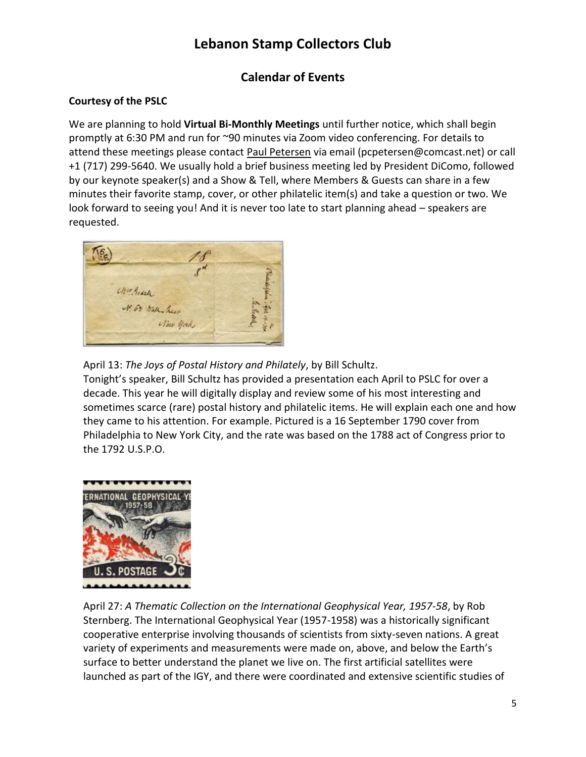# Lebanon Stamp Collectors Club

## Calendar of Events

**Courtesy of the PSLC**

We are planning to hold **Virtual Bi-Monthly Meetings** until further notice, which shall begin promptly at 6:30 PM and run for ~90 minutes via Zoom video conferencing. For details to attend these meetings please contact Paul Petersen via email (pcpetersen@comcast.net) or call +1 (717) 299-5640. We usually hold a brief business meeting led by President DiComo, followed by our keynote speaker(s) and a Show & Tell, where Members & Guests can share in a few minutes their favorite stamp, cover, or other philatelic item(s) and take a question or two. We look forward to seeing you! And it is never too late to start planning ahead – speakers are requested.

April 13: *The Joys of Postal History and Philately*, by Bill Schultz.
Tonight's speaker, Bill Schultz has provided a presentation each April to PSLC for over a decade. This year he will digitally display and review some of his most interesting and sometimes scarce (rare) postal history and philatelic items. He will explain each one and how they came to his attention. For example. Pictured is a 16 September 1790 cover from Philadelphia to New York City, and the rate was based on the 1788 act of Congress prior to the 1792 U.S.P.O.

April 27: *A Thematic Collection on the International Geophysical Year, 1957-58*, by Rob Sternberg. The International Geophysical Year (1957-1958) was a historically significant cooperative enterprise involving thousands of scientists from sixty-seven nations. A great variety of experiments and measurements were made on, above, and below the Earth's surface to better understand the planet we live on. The first artificial satellites were launched as part of the IGY, and there were coordinated and extensive scientific studies of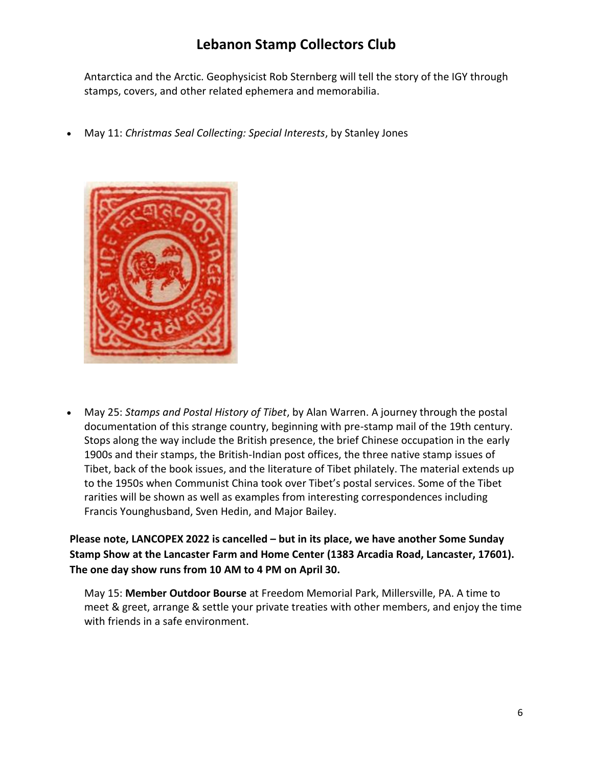Antarctica and the Arctic. Geophysicist Rob Sternberg will tell the story of the IGY through stamps, covers, and other related ephemera and memorabilia.

- May 11: *Christmas Seal Collecting: Special Interests*, by Stanley Jones

- May 25: *Stamps and Postal History of Tibet*, by Alan Warren. A journey through the postal documentation of this strange country, beginning with pre-stamp mail of the 19th century. Stops along the way include the British presence, the brief Chinese occupation in the early 1900s and their stamps, the British-Indian post offices, the three native stamp issues of Tibet, back of the book issues, and the literature of Tibet philately. The material extends up to the 1950s when Communist China took over Tibet's postal services. Some of the Tibet rarities will be shown as well as examples from interesting correspondences including Francis Younghusband, Sven Hedin, and Major Bailey.

**Please note, LANCOPEX 2022 is cancelled – but in its place, we have another Some Sunday Stamp Show at the Lancaster Farm and Home Center (1383 Arcadia Road, Lancaster, 17601). The one day show runs from 10 AM to 4 PM on April 30.**

May 15: **Member Outdoor Bourse** at Freedom Memorial Park, Millersville, PA. A time to meet & greet, arrange & settle your private treaties with other members, and enjoy the time with friends in a safe environment.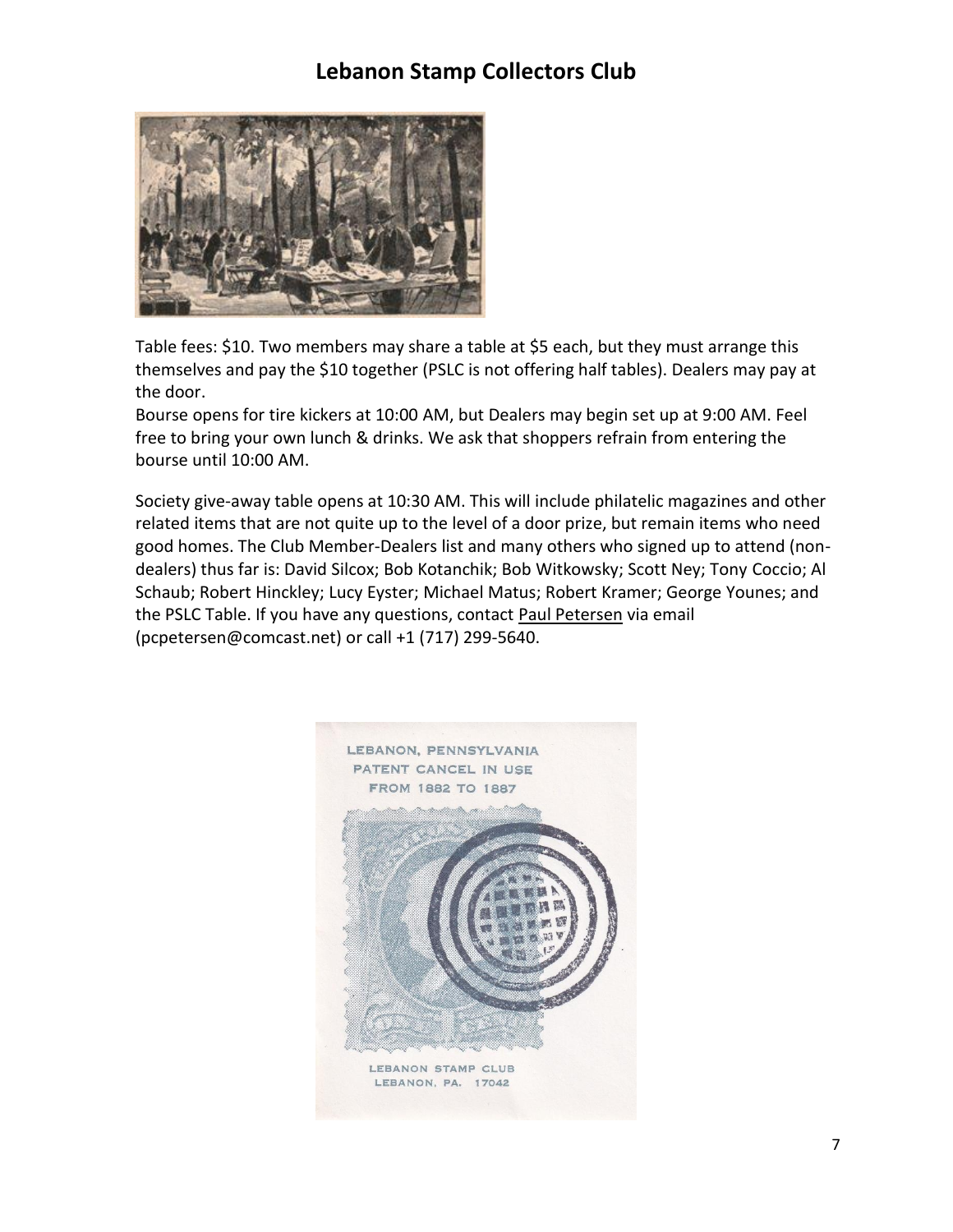# Lebanon Stamp Collectors Club

Table fees: $10. Two members may share a table at $5 each, but they must arrange this themselves and pay the $10 together (PSLC is not offering half tables). Dealers may pay at the door.

Bourse opens for tire kickers at 10:00 AM, but Dealers may begin set up at 9:00 AM. Feel free to bring your own lunch & drinks. We ask that shoppers refrain from entering the bourse until 10:00 AM.

Society give-away table opens at 10:30 AM. This will include philatelic magazines and other related items that are not quite up to the level of a door prize, but remain items who need good homes. The Club Member-Dealers list and many others who signed up to attend (non-dealers) thus far is: David Silcox; Bob Kotanchik; Bob Witkowsky; Scott Ney; Tony Coccio; Al Schaub; Robert Hinckley; Lucy Eyster; Michael Matus; Robert Kramer; George Younes; and the PSLC Table. If you have any questions, contact Paul Petersen via email (pcpetersen@comcast.net) or call +1 (717) 299-5640.

LEBANON, PENNSYLVANIA
PATENT CANCEL IN USE
FROM 1882 TO 1887

LEBANON STAMP CLUB
LEBANON, PA. 17042